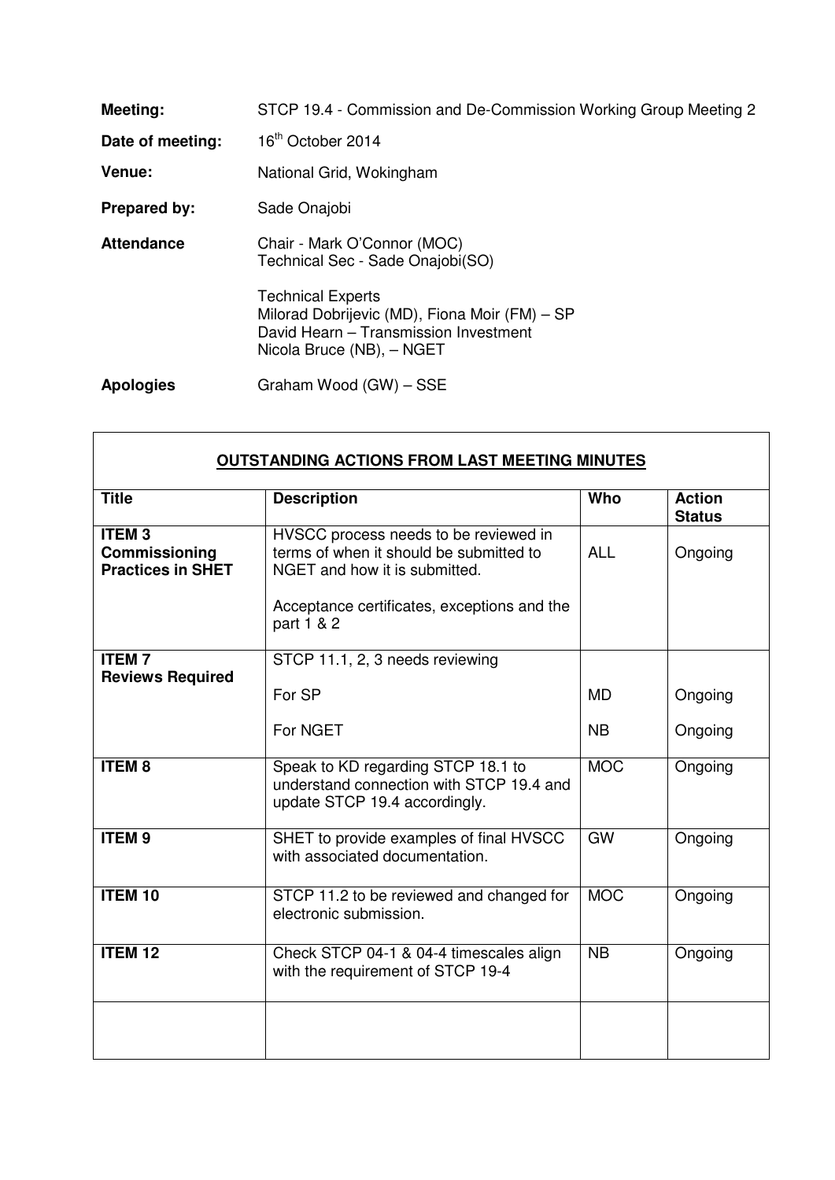**Meeting:** STCP 19.4 - Commission and De-Commission Working Group Meeting 2

**Date of meeting:** 16th October 2014

**Venue:** National Grid, Wokingham

**Prepared by:** Sade Onajobi

**Attendance**
Chair - Mark O'Connor (MOC)
Technical Sec - Sade Onajobi(SO)

Technical Experts
Milorad Dobrijevic (MD), Fiona Moir (FM) – SP
David Hearn – Transmission Investment
Nicola Bruce (NB), – NGET

**Apologies** Graham Wood (GW) – SSE

## OUTSTANDING ACTIONS FROM LAST MEETING MINUTES

| Title | Description | Who | Action Status |
|---|---|---|---|
| **ITEM 3 Commissioning Practices in SHET** | HVSCC process needs to be reviewed in terms of when it should be submitted to NGET and how it is submitted.<br><br>Acceptance certificates, exceptions and the part 1 & 2 | ALL | Ongoing |
| **ITEM 7 Reviews Required** | STCP 11.1, 2, 3 needs reviewing<br><br>For SP<br><br>For NGET | <br><br>MD<br><br>NB | <br><br>Ongoing<br><br>Ongoing |
| **ITEM 8** | Speak to KD regarding STCP 18.1 to understand connection with STCP 19.4 and update STCP 19.4 accordingly. | MOC | Ongoing |
| **ITEM 9** | SHET to provide examples of final HVSCC with associated documentation. | GW | Ongoing |
| **ITEM 10** | STCP 11.2 to be reviewed and changed for electronic submission. | MOC | Ongoing |
| **ITEM 12** | Check STCP 04-1 & 04-4 timescales align with the requirement of STCP 19-4 | NB | Ongoing |
| | | | |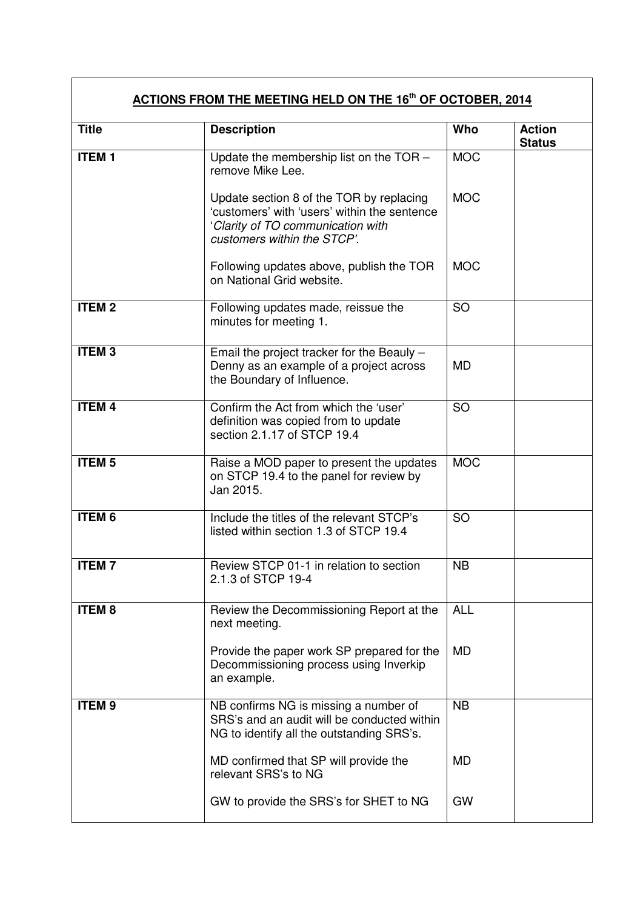**ACTIONS FROM THE MEETING HELD ON THE 16th OF OCTOBER, 2014**

| Title | Description | Who | Action Status |
|---|---|---|---|
| **ITEM 1** | Update the membership list on the TOR – remove Mike Lee. | MOC | |
| | Update section 8 of the TOR by replacing 'customers' with 'users' within the sentence '*Clarity of TO communication with customers within the STCP'.* | MOC | |
| | Following updates above, publish the TOR on National Grid website. | MOC | |
| **ITEM 2** | Following updates made, reissue the minutes for meeting 1. | SO | |
| **ITEM 3** | Email the project tracker for the Beauly – Denny as an example of a project across the Boundary of Influence. | MD | |
| **ITEM 4** | Confirm the Act from which the 'user' definition was copied from to update section 2.1.17 of STCP 19.4 | SO | |
| **ITEM 5** | Raise a MOD paper to present the updates on STCP 19.4 to the panel for review by Jan 2015. | MOC | |
| **ITEM 6** | Include the titles of the relevant STCP's listed within section 1.3 of STCP 19.4 | SO | |
| **ITEM 7** | Review STCP 01-1 in relation to section 2.1.3 of STCP 19-4 | NB | |
| **ITEM 8** | Review the Decommissioning Report at the next meeting. | ALL | |
| | Provide the paper work SP prepared for the Decommissioning process using Inverkip an example. | MD | |
| **ITEM 9** | NB confirms NG is missing a number of SRS's and an audit will be conducted within NG to identify all the outstanding SRS's. | NB | |
| | MD confirmed that SP will provide the relevant SRS's to NG | MD | |
| | GW to provide the SRS's for SHET to NG | GW | |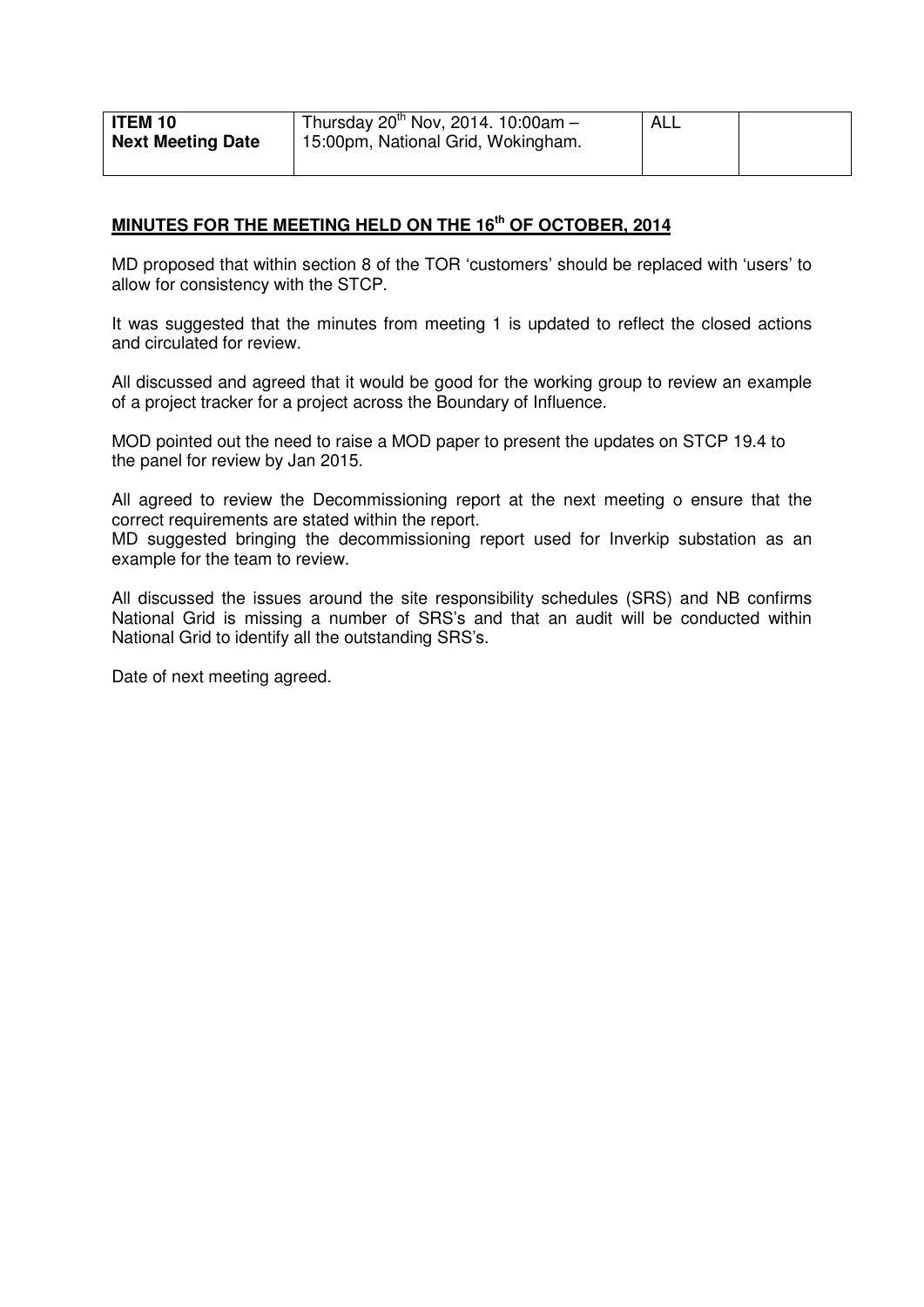| | | | |
|---|---|---|---|
| **ITEM 10**<br>**Next Meeting Date** | Thursday 20th Nov, 2014. 10:00am – 15:00pm, National Grid, Wokingham. | ALL | |

## MINUTES FOR THE MEETING HELD ON THE 16th OF OCTOBER, 2014

MD proposed that within section 8 of the TOR 'customers' should be replaced with 'users' to allow for consistency with the STCP.

It was suggested that the minutes from meeting 1 is updated to reflect the closed actions and circulated for review.

All discussed and agreed that it would be good for the working group to review an example of a project tracker for a project across the Boundary of Influence.

MOD pointed out the need to raise a MOD paper to present the updates on STCP 19.4 to the panel for review by Jan 2015.

All agreed to review the Decommissioning report at the next meeting o ensure that the correct requirements are stated within the report.
MD suggested bringing the decommissioning report used for Inverkip substation as an example for the team to review.

All discussed the issues around the site responsibility schedules (SRS) and NB confirms National Grid is missing a number of SRS's and that an audit will be conducted within National Grid to identify all the outstanding SRS's.

Date of next meeting agreed.